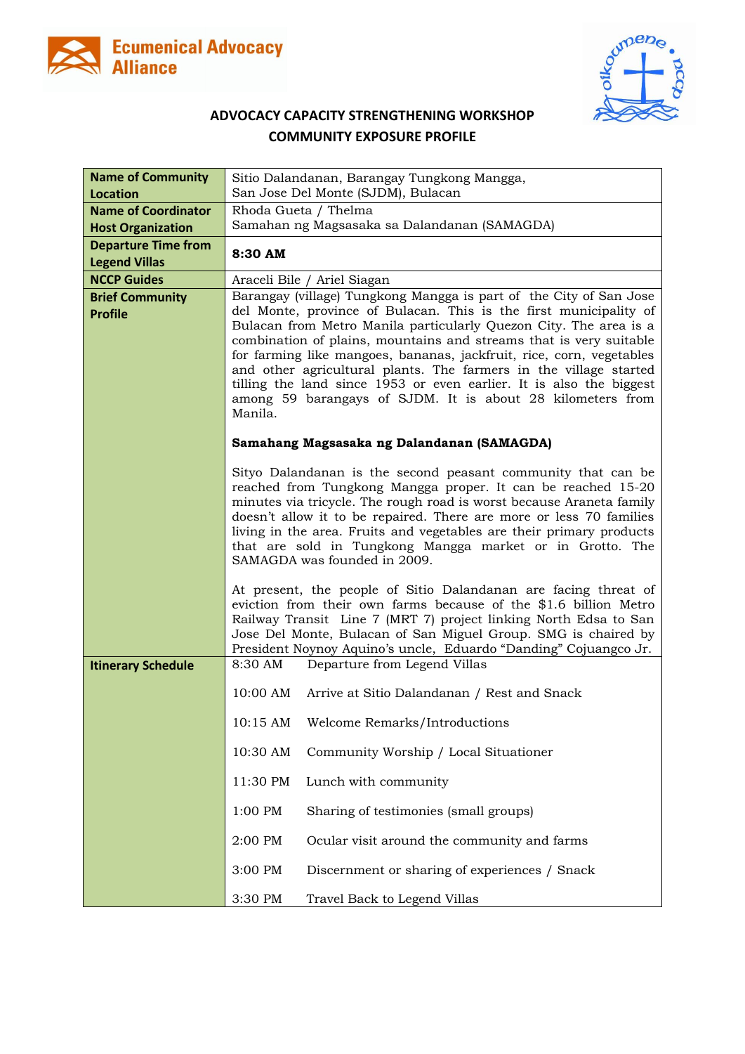Ecumenical Advocacy Alliance

## ADVOCACY CAPACITY STRENGTHENING WORKSHOP
## COMMUNITY EXPOSURE PROFILE

| | |
|---|---|
| **Name of Community**<br>**Location** | Sitio Dalandanan, Barangay Tungkong Mangga,<br>San Jose Del Monte (SJDM), Bulacan |
| **Name of Coordinator**<br>**Host Organization** | Rhoda Gueta / Thelma<br>Samahan ng Magsasaka sa Dalandanan (SAMAGDA) |
| **Departure Time from Legend Villas** | **8:30 AM** |
| **NCCP Guides** | Araceli Bile / Ariel Siagan |
| **Brief Community Profile** | Barangay (village) Tungkong Mangga is part of the City of San Jose del Monte, province of Bulacan. This is the first municipality of Bulacan from Metro Manila particularly Quezon City. The area is a combination of plains, mountains and streams that is very suitable for farming like mangoes, bananas, jackfruit, rice, corn, vegetables and other agricultural plants. The farmers in the village started tilling the land since 1953 or even earlier. It is also the biggest among 59 barangays of SJDM. It is about 28 kilometers from Manila.<br><br>**Samahang Magsasaka ng Dalandanan (SAMAGDA)**<br><br>Sityo Dalandanan is the second peasant community that can be reached from Tungkong Mangga proper. It can be reached 15-20 minutes via tricycle. The rough road is worst because Araneta family doesn't allow it to be repaired. There are more or less 70 families living in the area. Fruits and vegetables are their primary products that are sold in Tungkong Mangga market or in Grotto. The SAMAGDA was founded in 2009.<br><br>At present, the people of Sitio Dalandanan are facing threat of eviction from their own farms because of the $1.6 billion Metro Railway Transit Line 7 (MRT 7) project linking North Edsa to San Jose Del Monte, Bulacan of San Miguel Group. SMG is chaired by President Noynoy Aquino's uncle, Eduardo "Danding" Cojuangco Jr. |
| **Itinerary Schedule** | 8:30 AM Departure from Legend Villas<br><br>10:00 AM Arrive at Sitio Dalandanan / Rest and Snack<br><br>10:15 AM Welcome Remarks/Introductions<br><br>10:30 AM Community Worship / Local Situationer<br><br>11:30 PM Lunch with community<br><br>1:00 PM Sharing of testimonies (small groups)<br><br>2:00 PM Ocular visit around the community and farms<br><br>3:00 PM Discernment or sharing of experiences / Snack<br><br>3:30 PM Travel Back to Legend Villas |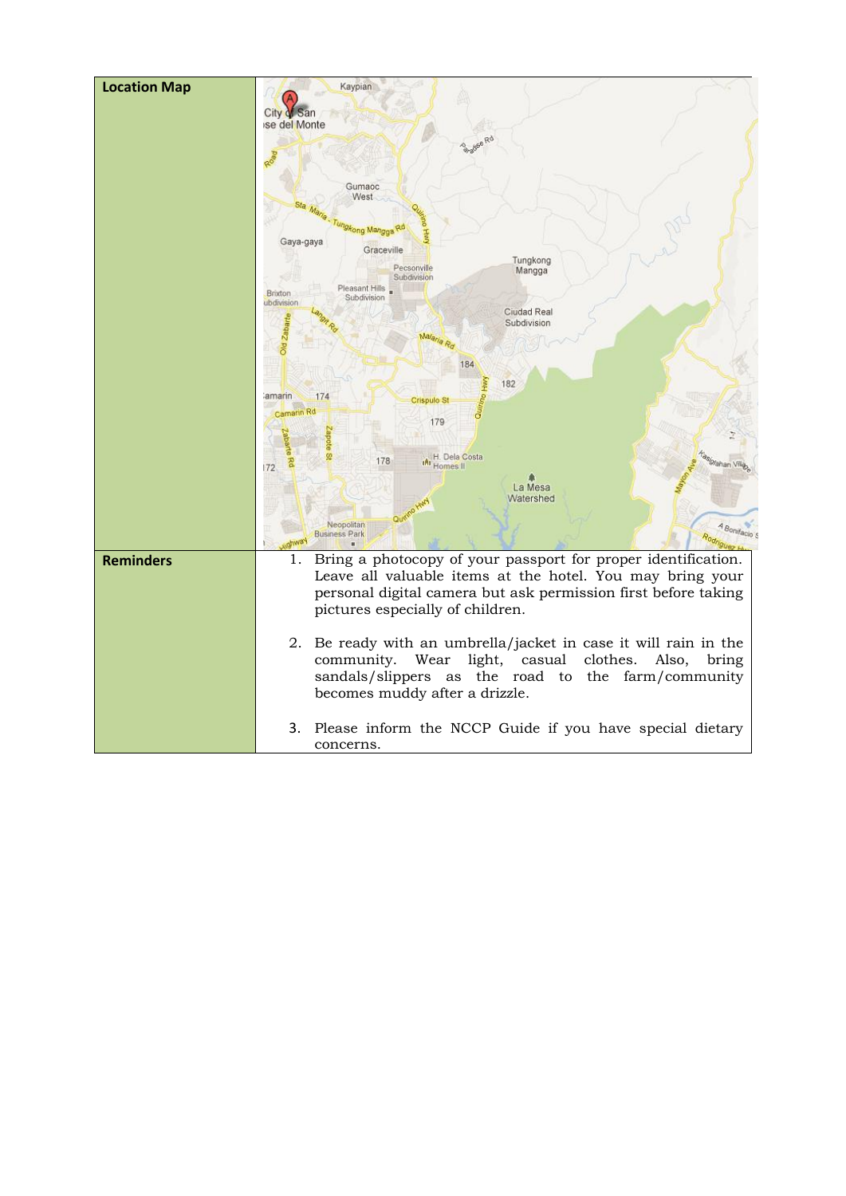**Location Map**

**Reminders**

1. Bring a photocopy of your passport for proper identification. Leave all valuable items at the hotel. You may bring your personal digital camera but ask permission first before taking pictures especially of children.

2. Be ready with an umbrella/jacket in case it will rain in the community. Wear light, casual clothes. Also, bring sandals/slippers as the road to the farm/community becomes muddy after a drizzle.

3. Please inform the NCCP Guide if you have special dietary concerns.